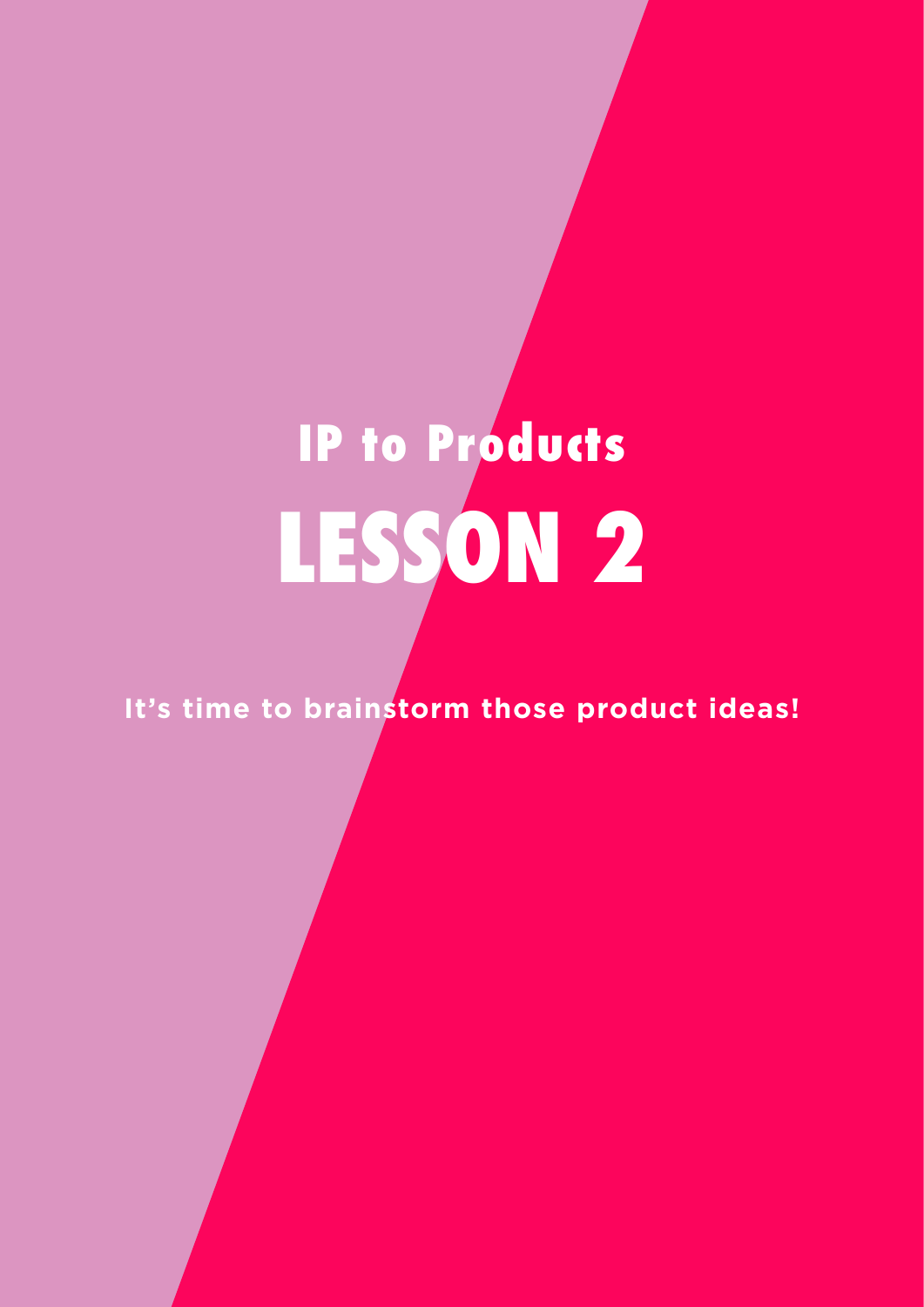## IP to Products

# LESSON 2

**It's time to brainstorm those product ideas!**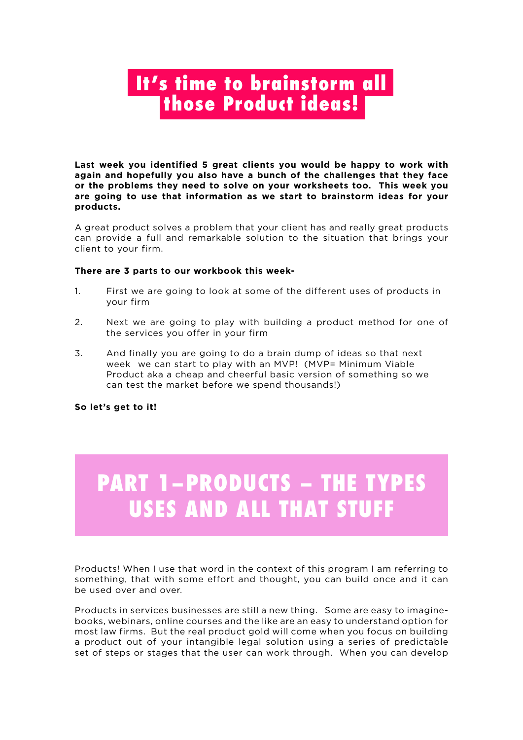# It's time to brainstorm all those Product ideas!

**Last week you identified 5 great clients you would be happy to work with again and hopefully you also have a bunch of the challenges that they face or the problems they need to solve on your worksheets too. This week you are going to use that information as we start to brainstorm ideas for your products.**

A great product solves a problem that your client has and really great products can provide a full and remarkable solution to the situation that brings your client to your firm.

**There are 3 parts to our workbook this week-**

1. First we are going to look at some of the different uses of products in your firm
2. Next we are going to play with building a product method for one of the services you offer in your firm
3. And finally you are going to do a brain dump of ideas so that next week we can start to play with an MVP! (MVP= Minimum Viable Product aka a cheap and cheerful basic version of something so we can test the market before we spend thousands!)

**So let's get to it!**

## PART 1–PRODUCTS – THE TYPES USES AND ALL THAT STUFF

Products! When I use that word in the context of this program I am referring to something, that with some effort and thought, you can build once and it can be used over and over.

Products in services businesses are still a new thing. Some are easy to imagine- books, webinars, online courses and the like are an easy to understand option for most law firms. But the real product gold will come when you focus on building a product out of your intangible legal solution using a series of predictable set of steps or stages that the user can work through. When you can develop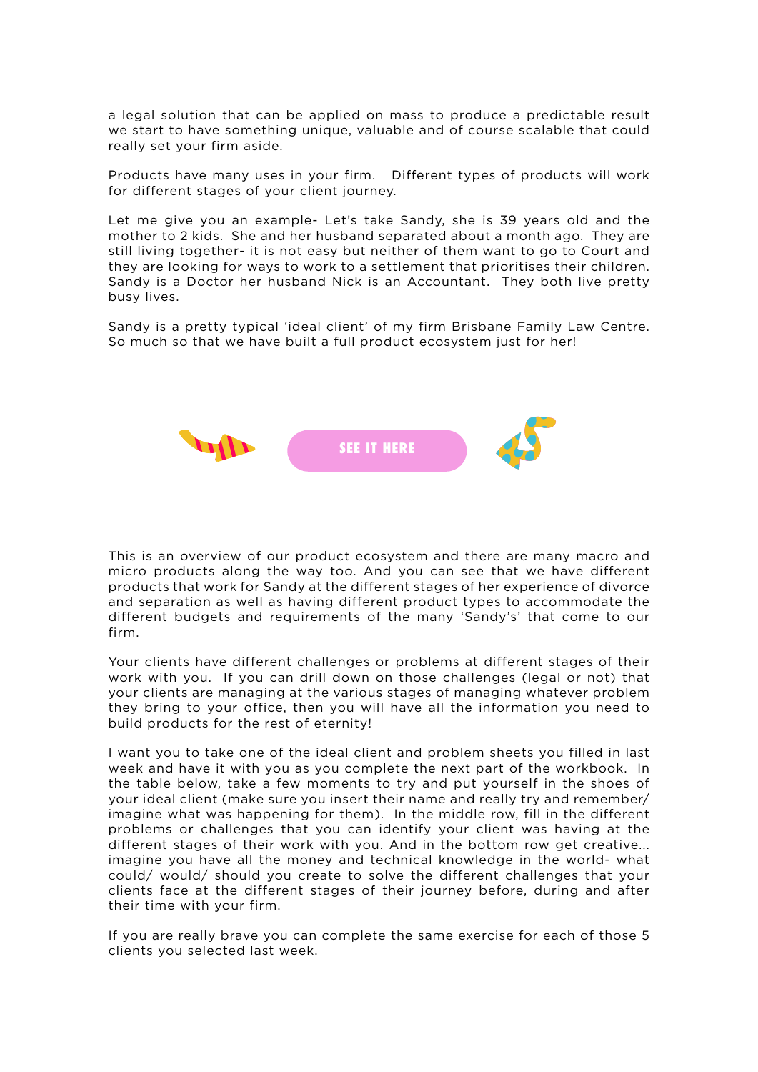a legal solution that can be applied on mass to produce a predictable result we start to have something unique, valuable and of course scalable that could really set your firm aside.

Products have many uses in your firm. Different types of products will work for different stages of your client journey.

Let me give you an example- Let's take Sandy, she is 39 years old and the mother to 2 kids. She and her husband separated about a month ago. They are still living together- it is not easy but neither of them want to go to Court and they are looking for ways to work to a settlement that prioritises their children. Sandy is a Doctor her husband Nick is an Accountant. They both live pretty busy lives.

Sandy is a pretty typical 'ideal client' of my firm Brisbane Family Law Centre. So much so that we have built a full product ecosystem just for her!

SEE IT HERE

This is an overview of our product ecosystem and there are many macro and micro products along the way too. And you can see that we have different products that work for Sandy at the different stages of her experience of divorce and separation as well as having different product types to accommodate the different budgets and requirements of the many 'Sandy's' that come to our firm.

Your clients have different challenges or problems at different stages of their work with you. If you can drill down on those challenges (legal or not) that your clients are managing at the various stages of managing whatever problem they bring to your office, then you will have all the information you need to build products for the rest of eternity!

I want you to take one of the ideal client and problem sheets you filled in last week and have it with you as you complete the next part of the workbook. In the table below, take a few moments to try and put yourself in the shoes of your ideal client (make sure you insert their name and really try and remember/ imagine what was happening for them). In the middle row, fill in the different problems or challenges that you can identify your client was having at the different stages of their work with you. And in the bottom row get creative... imagine you have all the money and technical knowledge in the world- what could/ would/ should you create to solve the different challenges that your clients face at the different stages of their journey before, during and after their time with your firm.

If you are really brave you can complete the same exercise for each of those 5 clients you selected last week.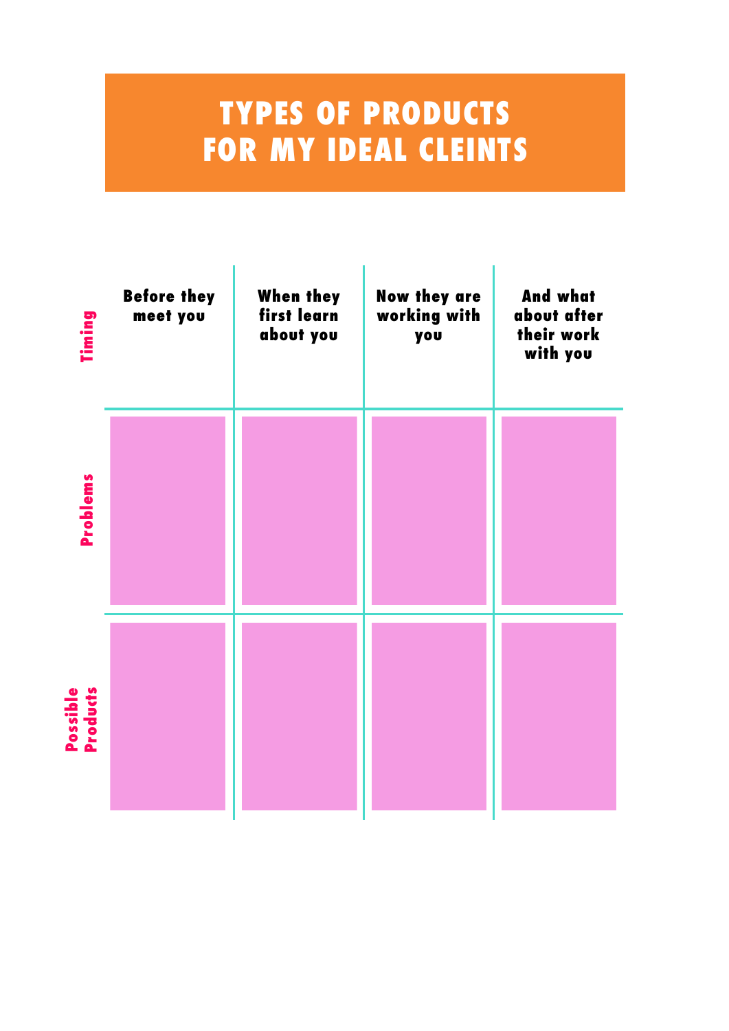# TYPES OF PRODUCTS FOR MY IDEAL CLEINTS

| Timing | Before they meet you | When they first learn about you | Now they are working with you | And what about after their work with you |
|---|---|---|---|---|
| Problems | | | | |
| Possible Products | | | | |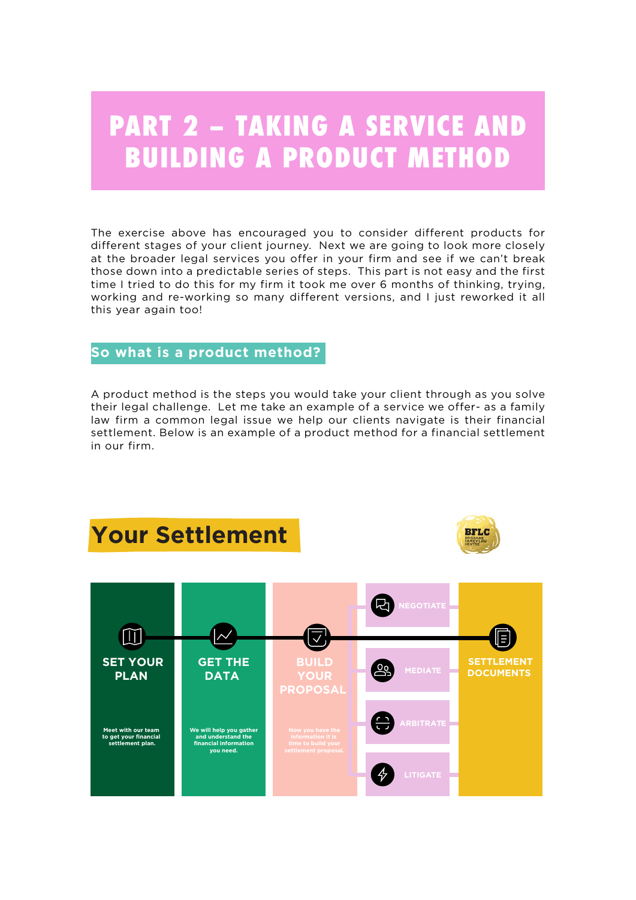# PART 2 – TAKING A SERVICE AND BUILDING A PRODUCT METHOD

The exercise above has encouraged you to consider different products for different stages of your client journey. Next we are going to look more closely at the broader legal services you offer in your firm and see if we can't break those down into a predictable series of steps. This part is not easy and the first time I tried to do this for my firm it took me over 6 months of thinking, trying, working and re-working so many different versions, and I just reworked it all this year again too!

## So what is a product method?

A product method is the steps you would take your client through as you solve their legal challenge. Let me take an example of a service we offer- as a family law firm a common legal issue we help our clients navigate is their financial settlement. Below is an example of a product method for a financial settlement in our firm.

## Your Settlement

BFLC BRISBANE FAMILY LAW CENTRE

**SET YOUR PLAN**

Meet with our team to get your financial settlement plan.

**GET THE DATA**

We will help you gather and understand the financial information you need.

**BUILD YOUR PROPOSAL**

Now you have the information it is time to build your settlement proposal.

- NEGOTIATE
- MEDIATE
- ARBITRATE
- LITIGATE

**SETTLEMENT DOCUMENTS**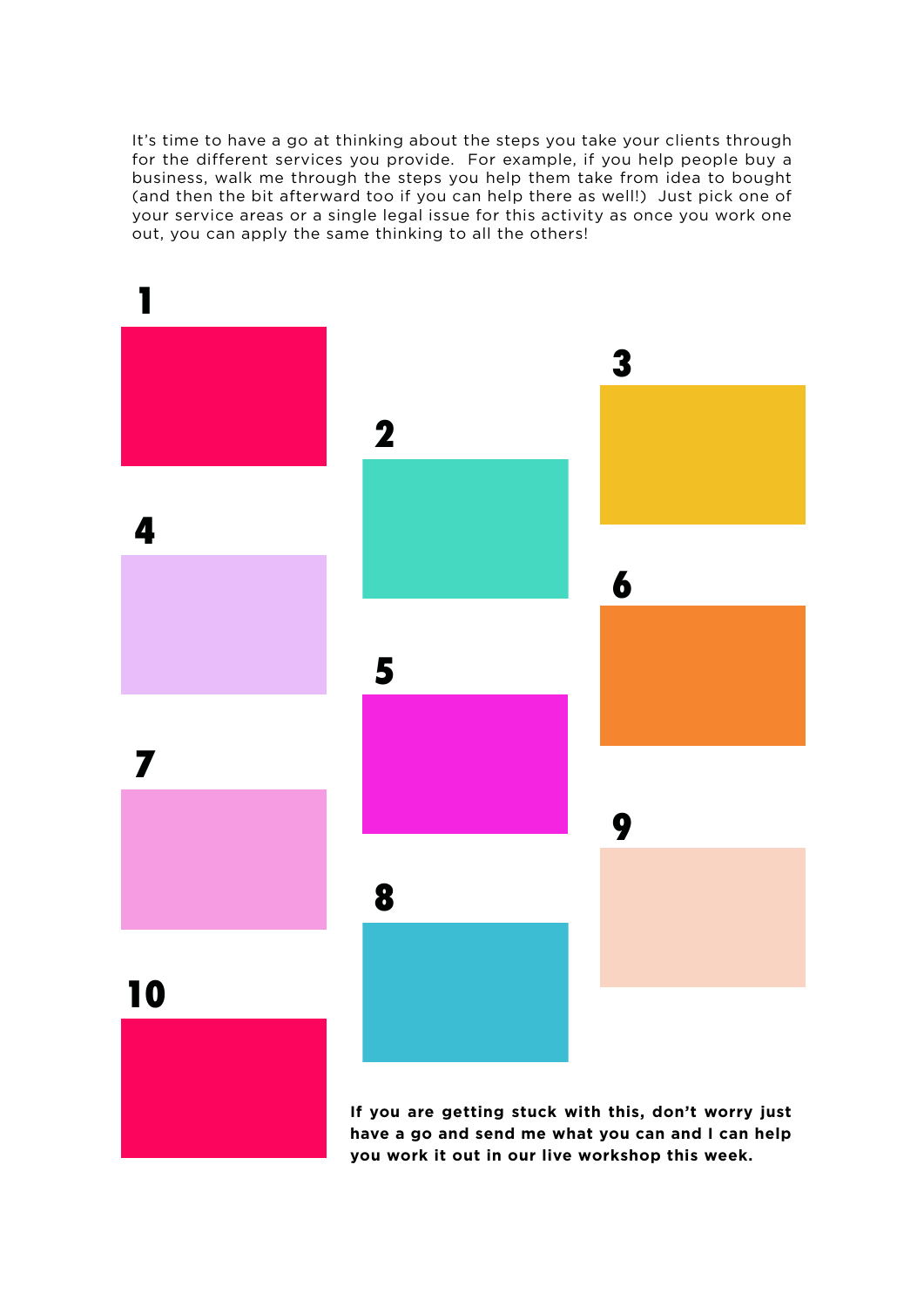It's time to have a go at thinking about the steps you take your clients through for the different services you provide. For example, if you help people buy a business, walk me through the steps you help them take from idea to bought (and then the bit afterward too if you can help there as well!) Just pick one of your service areas or a single legal issue for this activity as once you work one out, you can apply the same thinking to all the others!

**1**

**2**

**3**

**4**

**5**

**6**

**7**

**8**

**9**

**10**

**If you are getting stuck with this, don't worry just have a go and send me what you can and I can help you work it out in our live workshop this week.**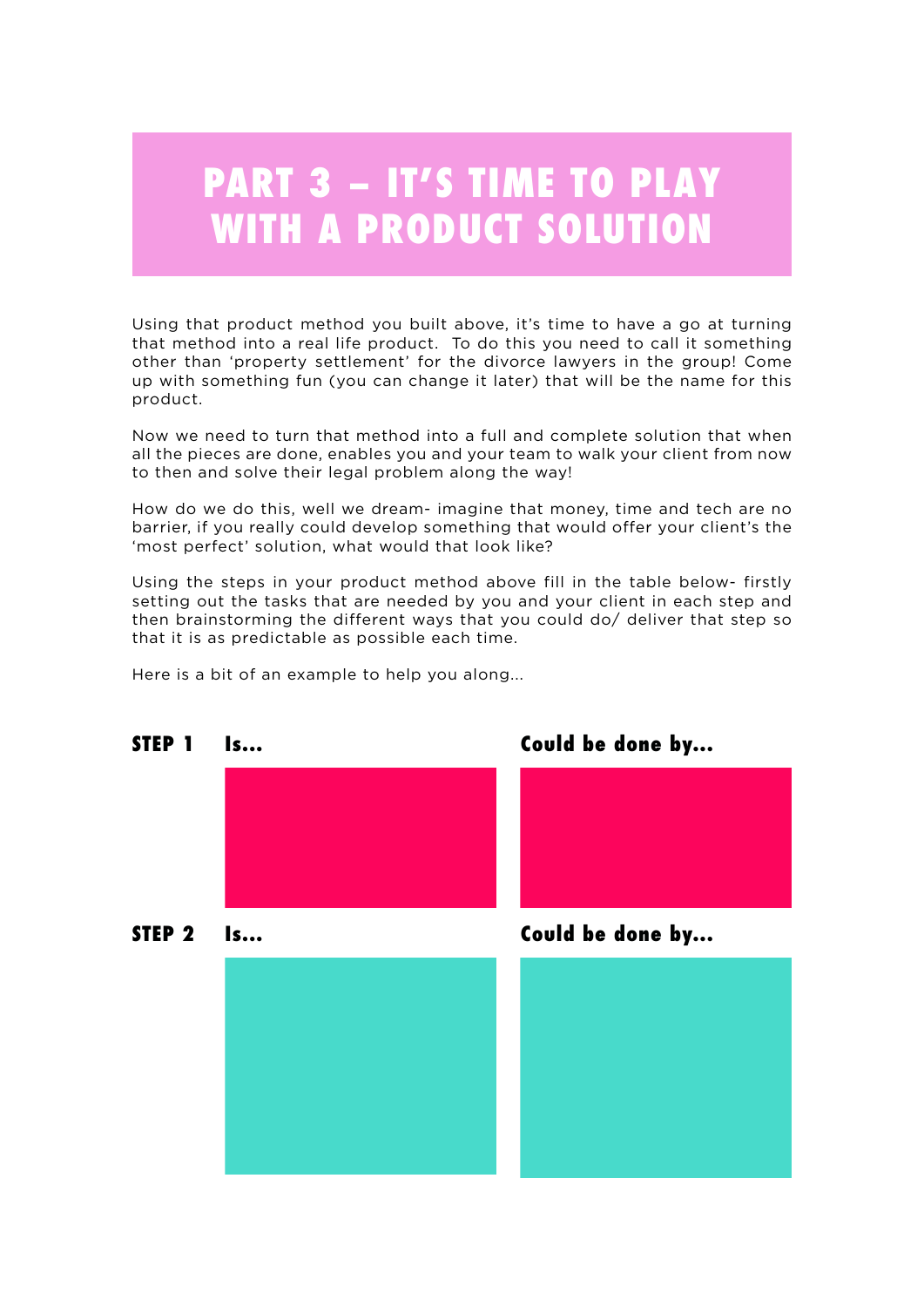# PART 3 – IT'S TIME TO PLAY WITH A PRODUCT SOLUTION

Using that product method you built above, it's time to have a go at turning that method into a real life product. To do this you need to call it something other than 'property settlement' for the divorce lawyers in the group! Come up with something fun (you can change it later) that will be the name for this product.

Now we need to turn that method into a full and complete solution that when all the pieces are done, enables you and your team to walk your client from now to then and solve their legal problem along the way!

How do we do this, well we dream- imagine that money, time and tech are no barrier, if you really could develop something that would offer your client's the 'most perfect' solution, what would that look like?

Using the steps in your product method above fill in the table below- firstly setting out the tasks that are needed by you and your client in each step and then brainstorming the different ways that you could do/ deliver that step so that it is as predictable as possible each time.

Here is a bit of an example to help you along...

| | Is... | Could be done by... |
|---|---|---|
| **STEP 1** | | |
| **STEP 2** | | |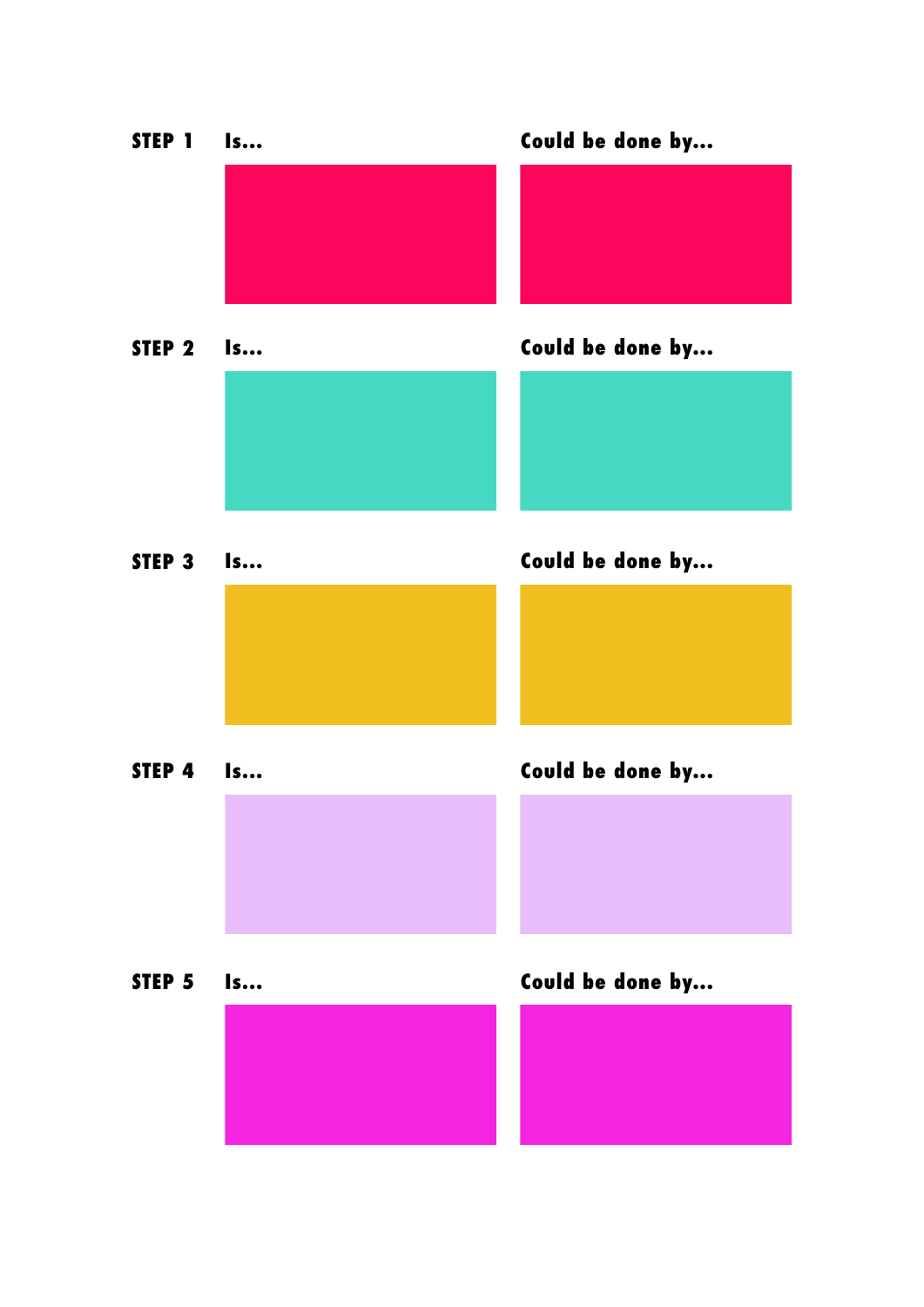| | Is... | Could be done by... |
| --- | --- | --- |
| **STEP 1** | | |
| **STEP 2** | | |
| **STEP 3** | | |
| **STEP 4** | | |
| **STEP 5** | | |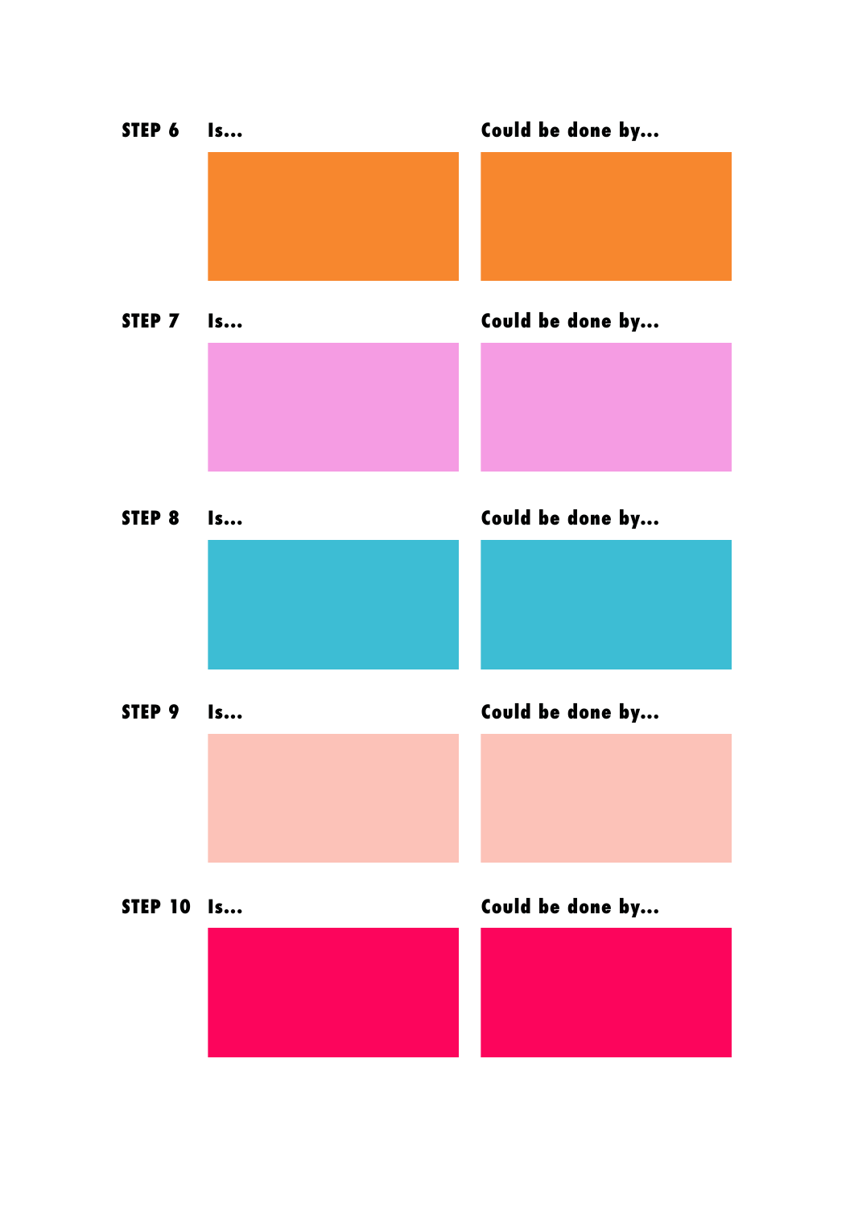**STEP 6** **Is...** **Could be done by...**

**STEP 7** **Is...** **Could be done by...**

**STEP 8** **Is...** **Could be done by...**

**STEP 9** **Is...** **Could be done by...**

**STEP 10** **Is...** **Could be done by...**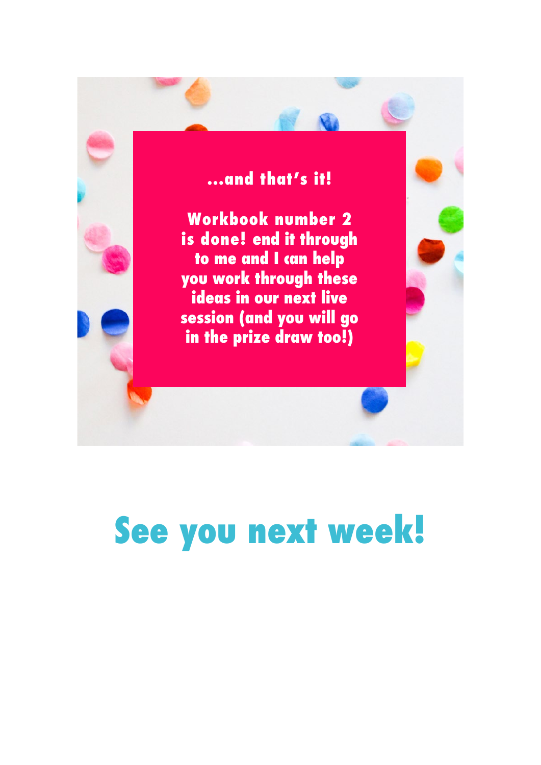**...and that's it!**

**Workbook number 2 is done! end it through to me and I can help you work through these ideas in our next live session (and you will go in the prize draw too!)**

# See you next week!